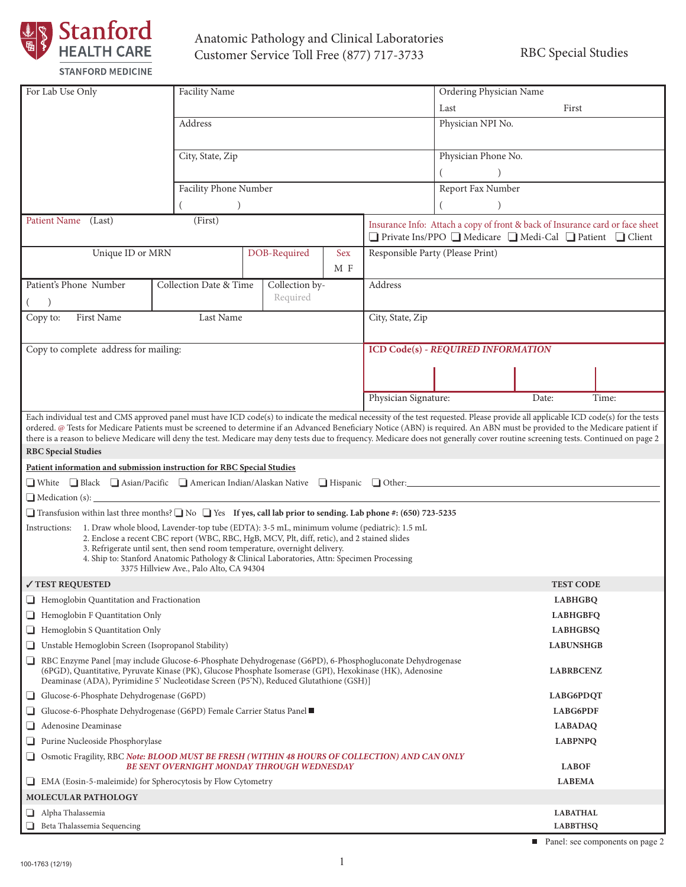Stanford HEALTH CARE
STANFORD MEDICINE

Anatomic Pathology and Clinical Laboratories
Customer Service Toll Free (877) 717-3733

# RBC Special Studies

| For Lab Use Only | Facility Name | Ordering Physician Name<br>Last First |
|---|---|---|
| | Address | Physician NPI No. |
| | City, State, Zip | Physician Phone No.<br>( ) |
| | Facility Phone Number<br>( ) | Report Fax Number<br>( ) |

| Patient Name (Last) | (First) | | | Insurance Info: Attach a copy of front & back of Insurance card or face sheet<br>❏ Private Ins/PPO ❏ Medicare ❏ Medi-Cal ❏ Patient ❏ Client |
|---|---|---|---|---|
| Unique ID or MRN | | DOB-Required | Sex<br>M F | Responsible Party (Please Print) |
| Patient's Phone Number<br>( ) | Collection Date & Time | Collection by-<br>Required | | Address |
| Copy to: First Name | Last Name | | | City, State, Zip |
| Copy to complete address for mailing: | | | | ICD Code(s) - *REQUIRED INFORMATION* |
| | | | | Physician Signature: Date: Time: |

Each individual test and CMS approved panel must have ICD code(s) to indicate the medical necessity of the test requested. Please provide all applicable ICD code(s) for the tests ordered. @ Tests for Medicare Patients must be screened to determine if an Advanced Beneficiary Notice (ABN) is required. An ABN must be provided to the Medicare patient if there is a reason to believe Medicare will deny the test. Medicare may deny tests due to frequency. Medicare does not generally cover routine screening tests. Continued on page 2

**RBC Special Studies**

**Patient information and submission instruction for RBC Special Studies**

❏ White ❏ Black ❏ Asian/Pacific ❏ American Indian/Alaskan Native ❏ Hispanic ❏ Other:

❏ Medication (s):

❏ Transfusion within last three months? ❏ No ❏ Yes **If yes, call lab prior to sending. Lab phone #: (650) 723-5235**

Instructions:
1. Draw whole blood, Lavender-top tube (EDTA): 3-5 mL, minimum volume (pediatric): 1.5 mL
2. Enclose a recent CBC report (WBC, RBC, HgB, MCV, Plt, diff, retic), and 2 stained slides
3. Refrigerate until sent, then send room temperature, overnight delivery.
4. Ship to: Stanford Anatomic Pathology & Clinical Laboratories, Attn: Specimen Processing 3375 Hillview Ave., Palo Alto, CA 94304

| ✓ TEST REQUESTED | TEST CODE |
|---|---|
| ❏ Hemoglobin Quantitation and Fractionation | LABHGBQ |
| ❏ Hemoglobin F Quantitation Only | LABHGBFQ |
| ❏ Hemoglobin S Quantitation Only | LABHGBSQ |
| ❏ Unstable Hemoglobin Screen (Isopropanol Stability) | LABUNSHGB |
| ❏ RBC Enzyme Panel [may include Glucose-6-Phosphate Dehydrogenase (G6PD), 6-Phosphogluconate Dehydrogenase (6PGD), Quantitative, Pyruvate Kinase (PK), Glucose Phosphate Isomerase (GPI), Hexokinase (HK), Adenosine Deaminase (ADA), Pyrimidine 5' Nucleotidase Screen (P5'N), Reduced Glutathione (GSH)] | LABRBCENZ |
| ❏ Glucose-6-Phosphate Dehydrogenase (G6PD) | LABG6PDQT |
| ❏ Glucose-6-Phosphate Dehydrogenase (G6PD) Female Carrier Status Panel ■ | LABG6PDF |
| ❏ Adenosine Deaminase | LABADAQ |
| ❏ Purine Nucleoside Phosphorylase | LABPNPQ |
| ❏ Osmotic Fragility, RBC ***Note: BLOOD MUST BE FRESH (WITHIN 48 HOURS OF COLLECTION) AND CAN ONLY BE SENT OVERNIGHT MONDAY THROUGH WEDNESDAY*** | LABOF |
| ❏ EMA (Eosin-5-maleimide) for Spherocytosis by Flow Cytometry | LABEMA |
| **MOLECULAR PATHOLOGY** | |
| ❏ Alpha Thalassemia | LABATHAL |
| ❏ Beta Thalassemia Sequencing | LABBTHSQ |

■ Panel: see components on page 2

100-1763 (12/19)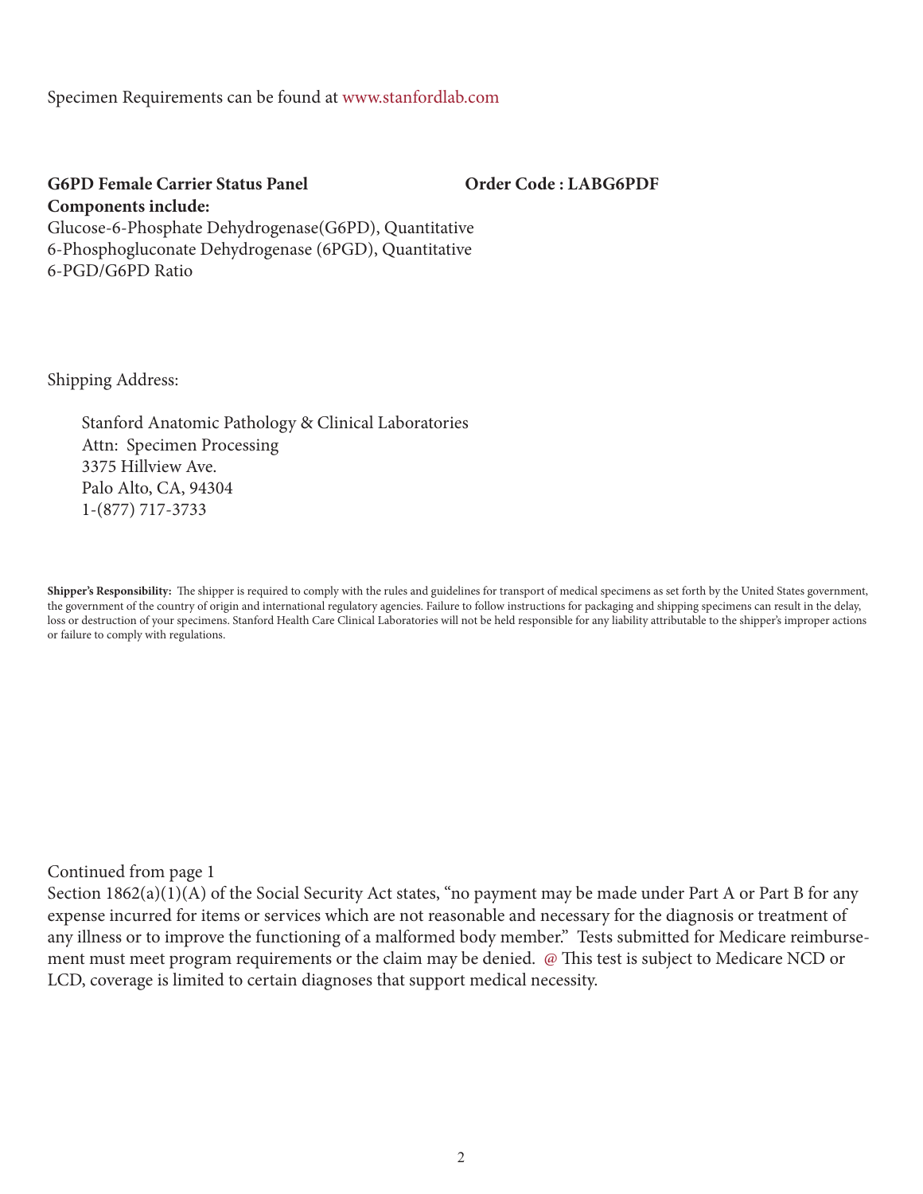Specimen Requirements can be found at www.stanfordlab.com

**G6PD Female Carrier Status Panel** **Order Code : LABG6PDF**

**Components include:**

Glucose-6-Phosphate Dehydrogenase(G6PD), Quantitative
6-Phosphogluconate Dehydrogenase (6PGD), Quantitative
6-PGD/G6PD Ratio

Shipping Address:

Stanford Anatomic Pathology & Clinical Laboratories
Attn: Specimen Processing
3375 Hillview Ave.
Palo Alto, CA, 94304
1-(877) 717-3733

**Shipper's Responsibility:** The shipper is required to comply with the rules and guidelines for transport of medical specimens as set forth by the United States government, the government of the country of origin and international regulatory agencies. Failure to follow instructions for packaging and shipping specimens can result in the delay, loss or destruction of your specimens. Stanford Health Care Clinical Laboratories will not be held responsible for any liability attributable to the shipper's improper actions or failure to comply with regulations.

Continued from page 1

Section 1862(a)(1)(A) of the Social Security Act states, "no payment may be made under Part A or Part B for any expense incurred for items or services which are not reasonable and necessary for the diagnosis or treatment of any illness or to improve the functioning of a malformed body member." Tests submitted for Medicare reimbursement must meet program requirements or the claim may be denied. @ This test is subject to Medicare NCD or LCD, coverage is limited to certain diagnoses that support medical necessity.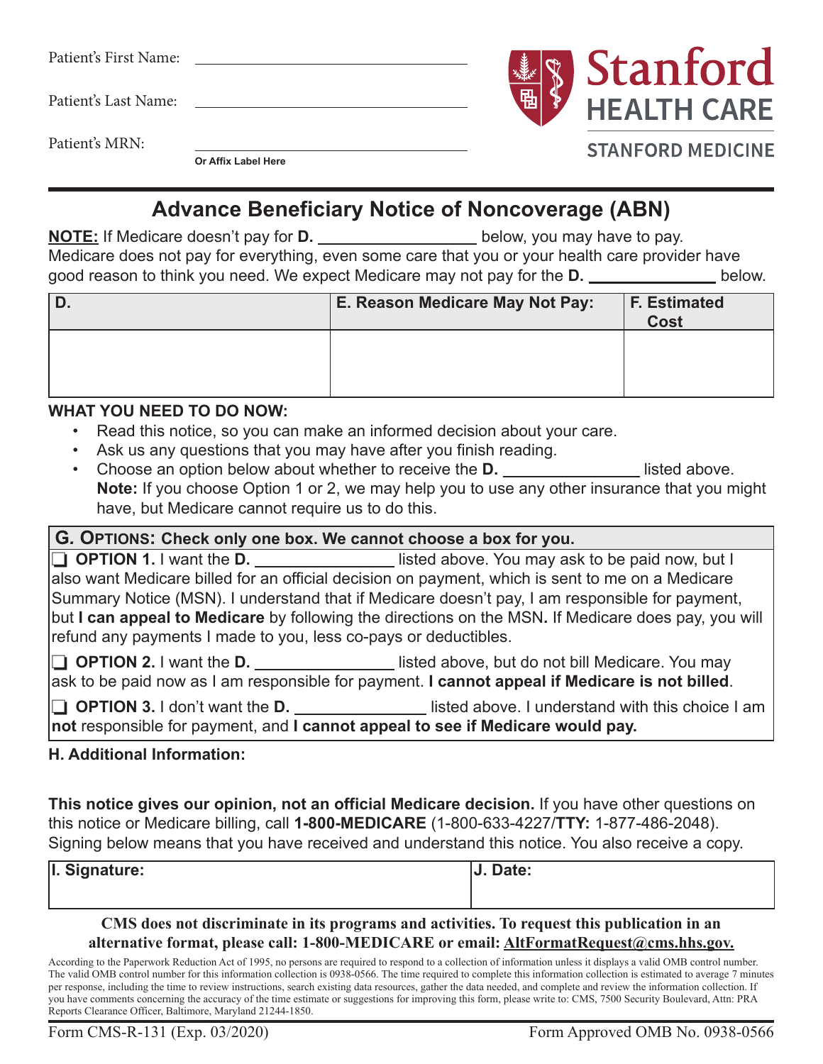Patient's First Name: ______________________

Patient's Last Name: ______________________

Patient's MRN: ______________________
Or Affix Label Here

Stanford HEALTH CARE
STANFORD MEDICINE

# Advance Beneficiary Notice of Noncoverage (ABN)

**NOTE:** If Medicare doesn't pay for **D.** ________________ below, you may have to pay.
Medicare does not pay for everything, even some care that you or your health care provider have good reason to think you need. We expect Medicare may not pay for the **D.** ______________ below.

| D. | E. Reason Medicare May Not Pay: | F. Estimated Cost |
|---|---|---|
| | | |

**WHAT YOU NEED TO DO NOW:**

- Read this notice, so you can make an informed decision about your care.
- Ask us any questions that you may have after you finish reading.
- Choose an option below about whether to receive the **D.** ______________ listed above.
  **Note:** If you choose Option 1 or 2, we may help you to use any other insurance that you might have, but Medicare cannot require us to do this.

**G. OPTIONS: Check only one box. We cannot choose a box for you.**

☐ **OPTION 1.** I want the **D.** ______________ listed above. You may ask to be paid now, but I also want Medicare billed for an official decision on payment, which is sent to me on a Medicare Summary Notice (MSN). I understand that if Medicare doesn't pay, I am responsible for payment, but **I can appeal to Medicare** by following the directions on the MSN**.** If Medicare does pay, you will refund any payments I made to you, less co-pays or deductibles.

☐ **OPTION 2.** I want the **D.** ______________ listed above, but do not bill Medicare. You may ask to be paid now as I am responsible for payment. **I cannot appeal if Medicare is not billed**.

☐ **OPTION 3.** I don't want the **D.** ______________ listed above. I understand with this choice I am **not** responsible for payment, and **I cannot appeal to see if Medicare would pay.**

**H. Additional Information:**

**This notice gives our opinion, not an official Medicare decision.** If you have other questions on this notice or Medicare billing, call **1-800-MEDICARE** (1-800-633-4227/**TTY:** 1-877-486-2048).
Signing below means that you have received and understand this notice. You also receive a copy.

| I. Signature: | J. Date: |
|---|---|
| | |

**CMS does not discriminate in its programs and activities. To request this publication in an alternative format, please call: 1-800-MEDICARE or email: AltFormatRequest@cms.hhs.gov.**

According to the Paperwork Reduction Act of 1995, no persons are required to respond to a collection of information unless it displays a valid OMB control number. The valid OMB control number for this information collection is 0938-0566. The time required to complete this information collection is estimated to average 7 minutes per response, including the time to review instructions, search existing data resources, gather the data needed, and complete and review the information collection. If you have comments concerning the accuracy of the time estimate or suggestions for improving this form, please write to: CMS, 7500 Security Boulevard, Attn: PRA Reports Clearance Officer, Baltimore, Maryland 21244-1850.

Form CMS-R-131 (Exp. 03/2020) Form Approved OMB No. 0938-0566